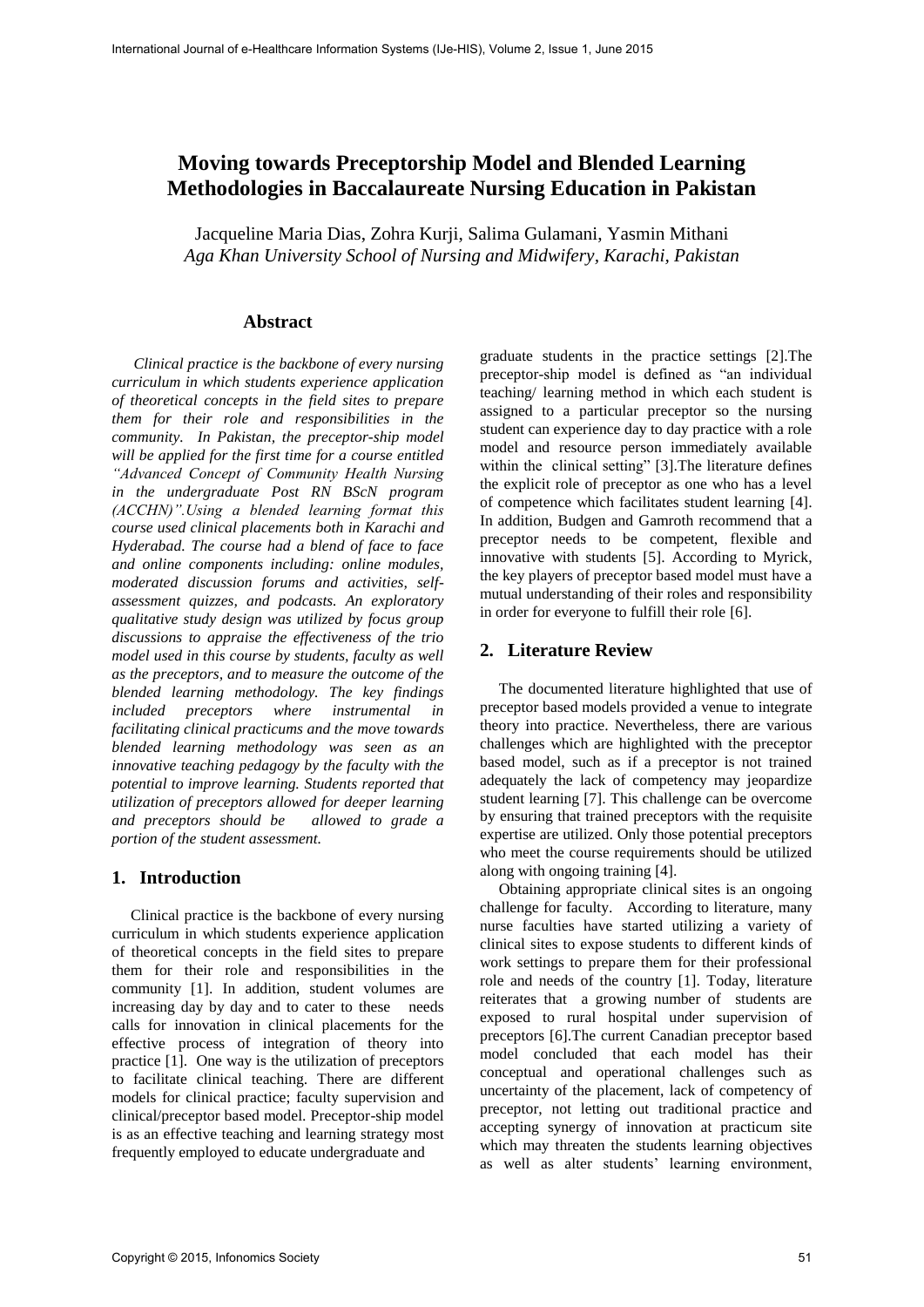# Moving towards Preceptorship Model and Blended Learning Methodologies in Baccalaureate Nursing Education in Pakistan

Jacqueline Maria Dias, Zohra Kurji, Salima Gulamani, Yasmin Mithani
*Aga Khan University School of Nursing and Midwifery, Karachi, Pakistan*

## Abstract

*Clinical practice is the backbone of every nursing curriculum in which students experience application of theoretical concepts in the field sites to prepare them for their role and responsibilities in the community. In Pakistan, the preceptor-ship model will be applied for the first time for a course entitled "Advanced Concept of Community Health Nursing in the undergraduate Post RN BScN program (ACCHN)".Using a blended learning format this course used clinical placements both in Karachi and Hyderabad. The course had a blend of face to face and online components including: online modules, moderated discussion forums and activities, self-assessment quizzes, and podcasts. An exploratory qualitative study design was utilized by focus group discussions to appraise the effectiveness of the trio model used in this course by students, faculty as well as the preceptors, and to measure the outcome of the blended learning methodology. The key findings included preceptors where instrumental in facilitating clinical practicums and the move towards blended learning methodology was seen as an innovative teaching pedagogy by the faculty with the potential to improve learning. Students reported that utilization of preceptors allowed for deeper learning and preceptors should be allowed to grade a portion of the student assessment.*

## 1. Introduction

Clinical practice is the backbone of every nursing curriculum in which students experience application of theoretical concepts in the field sites to prepare them for their role and responsibilities in the community [1]. In addition, student volumes are increasing day by day and to cater to these needs calls for innovation in clinical placements for the effective process of integration of theory into practice [1]. One way is the utilization of preceptors to facilitate clinical teaching. There are different models for clinical practice; faculty supervision and clinical/preceptor based model. Preceptor-ship model is as an effective teaching and learning strategy most frequently employed to educate undergraduate and graduate students in the practice settings [2].The preceptor-ship model is defined as "an individual teaching/ learning method in which each student is assigned to a particular preceptor so the nursing student can experience day to day practice with a role model and resource person immediately available within the clinical setting" [3].The literature defines the explicit role of preceptor as one who has a level of competence which facilitates student learning [4]. In addition, Budgen and Gamroth recommend that a preceptor needs to be competent, flexible and innovative with students [5]. According to Myrick, the key players of preceptor based model must have a mutual understanding of their roles and responsibility in order for everyone to fulfill their role [6].

## 2. Literature Review

The documented literature highlighted that use of preceptor based models provided a venue to integrate theory into practice. Nevertheless, there are various challenges which are highlighted with the preceptor based model, such as if a preceptor is not trained adequately the lack of competency may jeopardize student learning [7]. This challenge can be overcome by ensuring that trained preceptors with the requisite expertise are utilized. Only those potential preceptors who meet the course requirements should be utilized along with ongoing training [4].

Obtaining appropriate clinical sites is an ongoing challenge for faculty. According to literature, many nurse faculties have started utilizing a variety of clinical sites to expose students to different kinds of work settings to prepare them for their professional role and needs of the country [1]. Today, literature reiterates that a growing number of students are exposed to rural hospital under supervision of preceptors [6].The current Canadian preceptor based model concluded that each model has their conceptual and operational challenges such as uncertainty of the placement, lack of competency of preceptor, not letting out traditional practice and accepting synergy of innovation at practicum site which may threaten the students learning objectives as well as alter students' learning environment,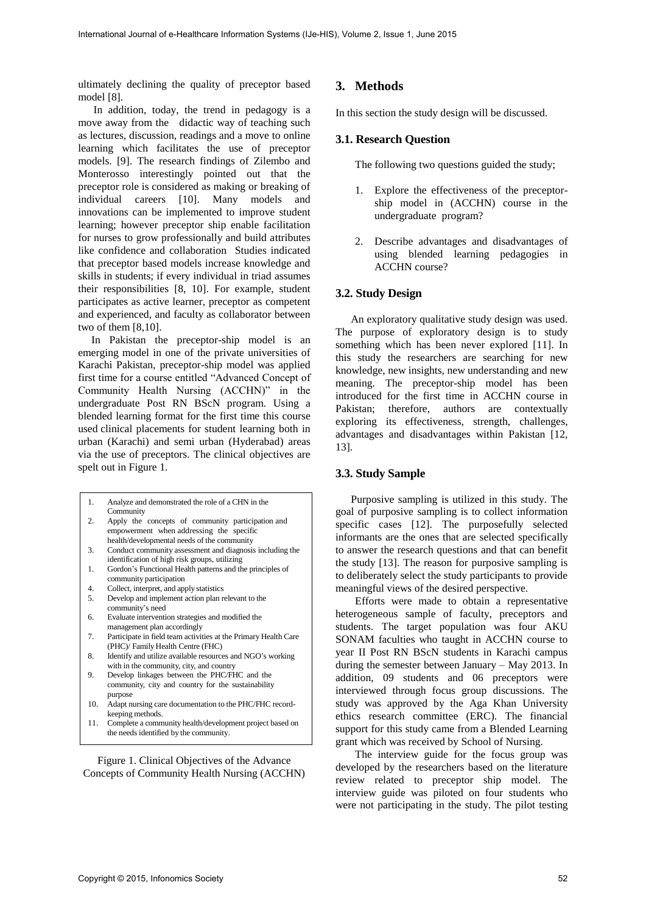ultimately declining the quality of preceptor based model [8].

In addition, today, the trend in pedagogy is a move away from the didactic way of teaching such as lectures, discussion, readings and a move to online learning which facilitates the use of preceptor models. [9]. The research findings of Zilembo and Monterosso interestingly pointed out that the preceptor role is considered as making or breaking of individual careers [10]. Many models and innovations can be implemented to improve student learning; however preceptor ship enable facilitation for nurses to grow professionally and build attributes like confidence and collaboration Studies indicated that preceptor based models increase knowledge and skills in students; if every individual in triad assumes their responsibilities [8, 10]. For example, student participates as active learner, preceptor as competent and experienced, and faculty as collaborator between two of them [8,10].

In Pakistan the preceptor-ship model is an emerging model in one of the private universities of Karachi Pakistan, preceptor-ship model was applied first time for a course entitled "Advanced Concept of Community Health Nursing (ACCHN)" in the undergraduate Post RN BScN program. Using a blended learning format for the first time this course used clinical placements for student learning both in urban (Karachi) and semi urban (Hyderabad) areas via the use of preceptors. The clinical objectives are spelt out in Figure 1.

1. Analyze and demonstrated the role of a CHN in the Community
2. Apply the concepts of community participation and empowerment when addressing the specific health/developmental needs of the community
3. Conduct community assessment and diagnosis including the identification of high risk groups, utilizing
1. Gordon's Functional Health patterns and the principles of community participation
4. Collect, interpret, and apply statistics
5. Develop and implement action plan relevant to the community's need
6. Evaluate intervention strategies and modified the management plan accordingly
7. Participate in field team activities at the Primary Health Care (PHC)/ Family Health Centre (FHC)
8. Identify and utilize available resources and NGO's working with in the community, city, and country
9. Develop linkages between the PHC/FHC and the community, city and country for the sustainability purpose
10. Adapt nursing care documentation to the PHC/FHC record-keeping methods.
11. Complete a community health/development project based on the needs identified by the community.

Figure 1. Clinical Objectives of the Advance Concepts of Community Health Nursing (ACCHN)

## 3. Methods

In this section the study design will be discussed.

### 3.1. Research Question

The following two questions guided the study;

1. Explore the effectiveness of the preceptor-ship model in (ACCHN) course in the undergraduate program?
2. Describe advantages and disadvantages of using blended learning pedagogies in ACCHN course?

### 3.2. Study Design

An exploratory qualitative study design was used. The purpose of exploratory design is to study something which has been never explored [11]. In this study the researchers are searching for new knowledge, new insights, new understanding and new meaning. The preceptor-ship model has been introduced for the first time in ACCHN course in Pakistan; therefore, authors are contextually exploring its effectiveness, strength, challenges, advantages and disadvantages within Pakistan [12, 13].

### 3.3. Study Sample

Purposive sampling is utilized in this study. The goal of purposive sampling is to collect information specific cases [12]. The purposefully selected informants are the ones that are selected specifically to answer the research questions and that can benefit the study [13]. The reason for purposive sampling is to deliberately select the study participants to provide meaningful views of the desired perspective.

Efforts were made to obtain a representative heterogeneous sample of faculty, preceptors and students. The target population was four AKU SONAM faculties who taught in ACCHN course to year II Post RN BScN students in Karachi campus during the semester between January – May 2013. In addition, 09 students and 06 preceptors were interviewed through focus group discussions. The study was approved by the Aga Khan University ethics research committee (ERC). The financial support for this study came from a Blended Learning grant which was received by School of Nursing.

The interview guide for the focus group was developed by the researchers based on the literature review related to preceptor ship model. The interview guide was piloted on four students who were not participating in the study. The pilot testing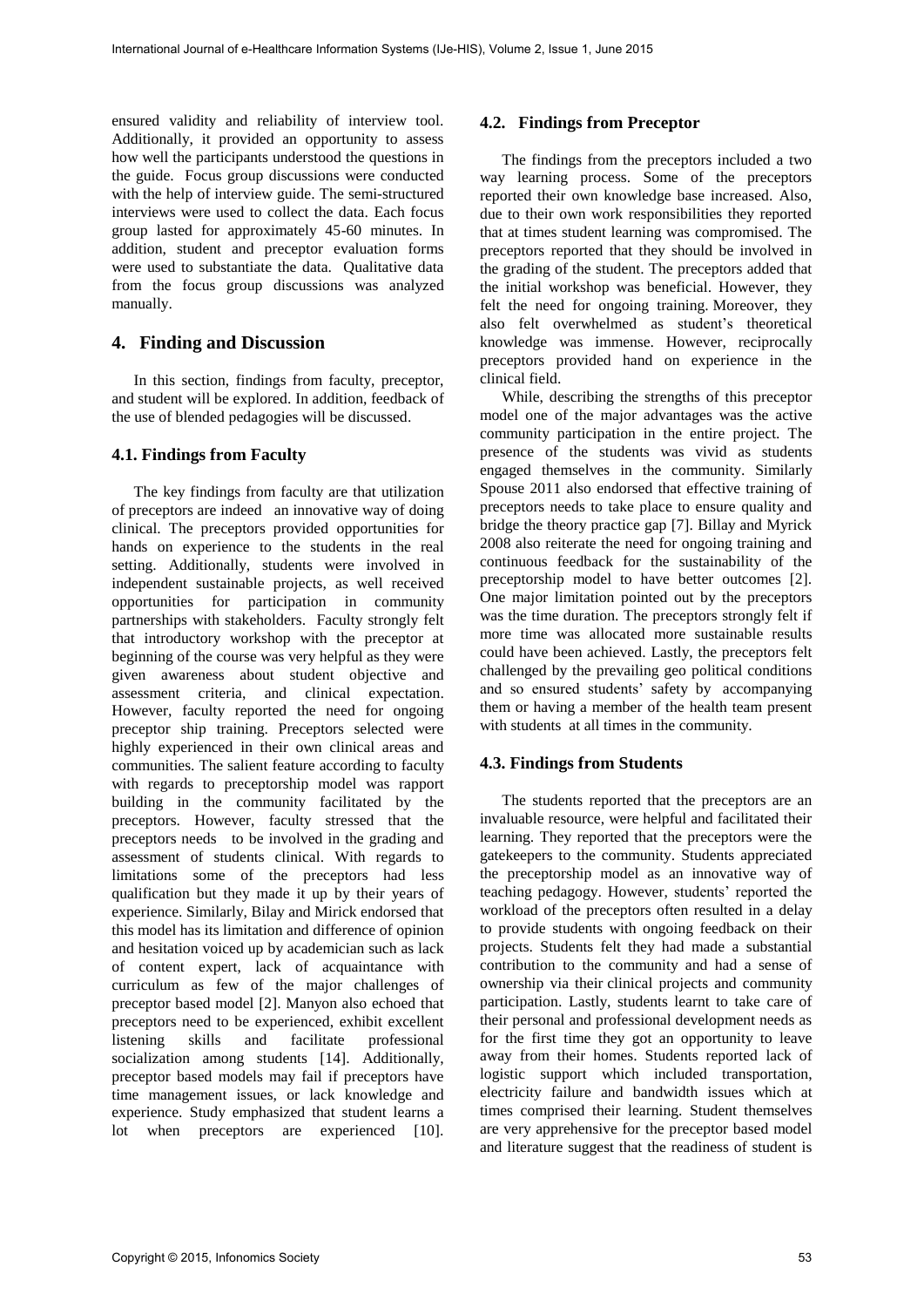ensured validity and reliability of interview tool. Additionally, it provided an opportunity to assess how well the participants understood the questions in the guide. Focus group discussions were conducted with the help of interview guide. The semi-structured interviews were used to collect the data. Each focus group lasted for approximately 45-60 minutes. In addition, student and preceptor evaluation forms were used to substantiate the data. Qualitative data from the focus group discussions was analyzed manually.

## 4. Finding and Discussion

In this section, findings from faculty, preceptor, and student will be explored. In addition, feedback of the use of blended pedagogies will be discussed.

### 4.1. Findings from Faculty

The key findings from faculty are that utilization of preceptors are indeed an innovative way of doing clinical. The preceptors provided opportunities for hands on experience to the students in the real setting. Additionally, students were involved in independent sustainable projects, as well received opportunities for participation in community partnerships with stakeholders. Faculty strongly felt that introductory workshop with the preceptor at beginning of the course was very helpful as they were given awareness about student objective and assessment criteria, and clinical expectation. However, faculty reported the need for ongoing preceptor ship training. Preceptors selected were highly experienced in their own clinical areas and communities. The salient feature according to faculty with regards to preceptorship model was rapport building in the community facilitated by the preceptors. However, faculty stressed that the preceptors needs to be involved in the grading and assessment of students clinical. With regards to limitations some of the preceptors had less qualification but they made it up by their years of experience. Similarly, Bilay and Mirick endorsed that this model has its limitation and difference of opinion and hesitation voiced up by academician such as lack of content expert, lack of acquaintance with curriculum as few of the major challenges of preceptor based model [2]. Manyon also echoed that preceptors need to be experienced, exhibit excellent listening skills and facilitate professional socialization among students [14]. Additionally, preceptor based models may fail if preceptors have time management issues, or lack knowledge and experience. Study emphasized that student learns a lot when preceptors are experienced [10].

### 4.2. Findings from Preceptor

The findings from the preceptors included a two way learning process. Some of the preceptors reported their own knowledge base increased. Also, due to their own work responsibilities they reported that at times student learning was compromised. The preceptors reported that they should be involved in the grading of the student. The preceptors added that the initial workshop was beneficial. However, they felt the need for ongoing training. Moreover, they also felt overwhelmed as student's theoretical knowledge was immense. However, reciprocally preceptors provided hand on experience in the clinical field.

While, describing the strengths of this preceptor model one of the major advantages was the active community participation in the entire project. The presence of the students was vivid as students engaged themselves in the community. Similarly Spouse 2011 also endorsed that effective training of preceptors needs to take place to ensure quality and bridge the theory practice gap [7]. Billay and Myrick 2008 also reiterate the need for ongoing training and continuous feedback for the sustainability of the preceptorship model to have better outcomes [2]. One major limitation pointed out by the preceptors was the time duration. The preceptors strongly felt if more time was allocated more sustainable results could have been achieved. Lastly, the preceptors felt challenged by the prevailing geo political conditions and so ensured students' safety by accompanying them or having a member of the health team present with students at all times in the community.

### 4.3. Findings from Students

The students reported that the preceptors are an invaluable resource, were helpful and facilitated their learning. They reported that the preceptors were the gatekeepers to the community. Students appreciated the preceptorship model as an innovative way of teaching pedagogy. However, students' reported the workload of the preceptors often resulted in a delay to provide students with ongoing feedback on their projects. Students felt they had made a substantial contribution to the community and had a sense of ownership via their clinical projects and community participation. Lastly, students learnt to take care of their personal and professional development needs as for the first time they got an opportunity to leave away from their homes. Students reported lack of logistic support which included transportation, electricity failure and bandwidth issues which at times comprised their learning. Student themselves are very apprehensive for the preceptor based model and literature suggest that the readiness of student is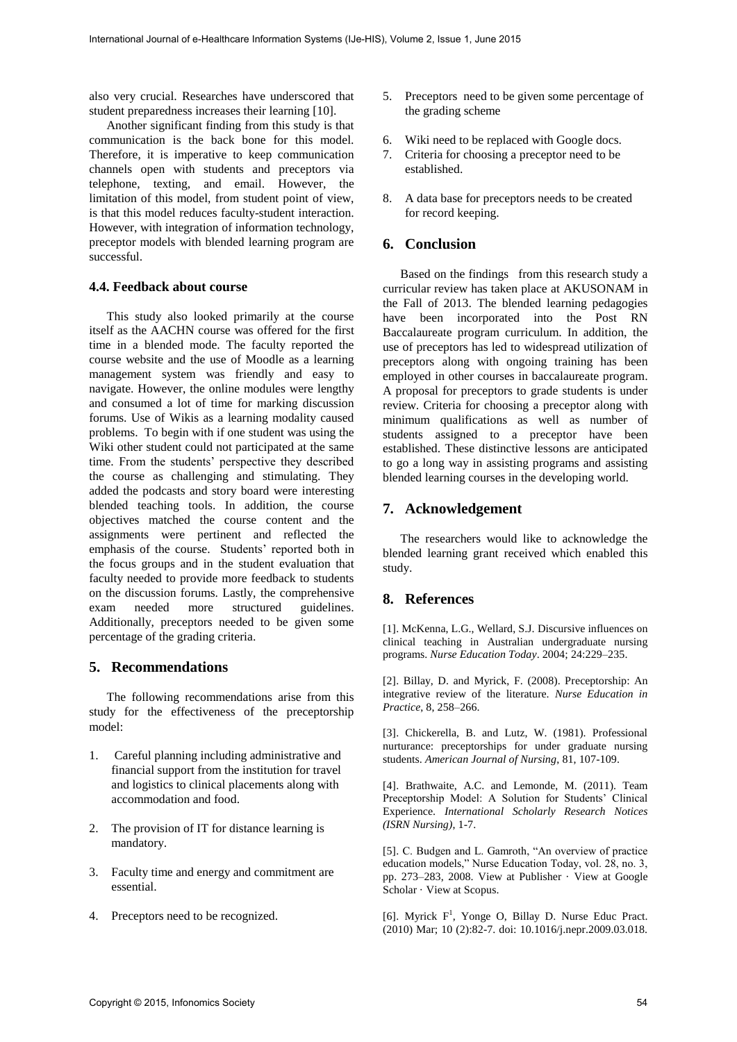also very crucial. Researches have underscored that student preparedness increases their learning [10].

Another significant finding from this study is that communication is the back bone for this model. Therefore, it is imperative to keep communication channels open with students and preceptors via telephone, texting, and email. However, the limitation of this model, from student point of view, is that this model reduces faculty-student interaction. However, with integration of information technology, preceptor models with blended learning program are successful.

### 4.4. Feedback about course

This study also looked primarily at the course itself as the AACHN course was offered for the first time in a blended mode. The faculty reported the course website and the use of Moodle as a learning management system was friendly and easy to navigate. However, the online modules were lengthy and consumed a lot of time for marking discussion forums. Use of Wikis as a learning modality caused problems. To begin with if one student was using the Wiki other student could not participated at the same time. From the students' perspective they described the course as challenging and stimulating. They added the podcasts and story board were interesting blended teaching tools. In addition, the course objectives matched the course content and the assignments were pertinent and reflected the emphasis of the course. Students' reported both in the focus groups and in the student evaluation that faculty needed to provide more feedback to students on the discussion forums. Lastly, the comprehensive exam needed more structured guidelines. Additionally, preceptors needed to be given some percentage of the grading criteria.

## 5. Recommendations

The following recommendations arise from this study for the effectiveness of the preceptorship model:

1. Careful planning including administrative and financial support from the institution for travel and logistics to clinical placements along with accommodation and food.
2. The provision of IT for distance learning is mandatory.
3. Faculty time and energy and commitment are essential.
4. Preceptors need to be recognized.
5. Preceptors need to be given some percentage of the grading scheme
6. Wiki need to be replaced with Google docs.
7. Criteria for choosing a preceptor need to be established.
8. A data base for preceptors needs to be created for record keeping.

## 6. Conclusion

Based on the findings from this research study a curricular review has taken place at AKUSONAM in the Fall of 2013. The blended learning pedagogies have been incorporated into the Post RN Baccalaureate program curriculum. In addition, the use of preceptors has led to widespread utilization of preceptors along with ongoing training has been employed in other courses in baccalaureate program. A proposal for preceptors to grade students is under review. Criteria for choosing a preceptor along with minimum qualifications as well as number of students assigned to a preceptor have been established. These distinctive lessons are anticipated to go a long way in assisting programs and assisting blended learning courses in the developing world.

## 7. Acknowledgement

The researchers would like to acknowledge the blended learning grant received which enabled this study.

## 8. References

[1]. McKenna, L.G., Wellard, S.J. Discursive influences on clinical teaching in Australian undergraduate nursing programs. *Nurse Education Today*. 2004; 24:229–235.

[2]. Billay, D. and Myrick, F. (2008). Preceptorship: An integrative review of the literature. *Nurse Education in Practice*, 8, 258–266.

[3]. Chickerella, B. and Lutz, W. (1981). Professional nurturance: preceptorships for under graduate nursing students. *American Journal of Nursing*, 81, 107-109.

[4]. Brathwaite, A.C. and Lemonde, M. (2011). Team Preceptorship Model: A Solution for Students' Clinical Experience. *International Scholarly Research Notices (ISRN Nursing)*, 1-7.

[5]. C. Budgen and L. Gamroth, "An overview of practice education models," Nurse Education Today, vol. 28, no. 3, pp. 273–283, 2008. View at Publisher · View at Google Scholar · View at Scopus.

[6]. Myrick F[1], Yonge O, Billay D. Nurse Educ Pract. (2010) Mar; 10 (2):82-7. doi: 10.1016/j.nepr.2009.03.018.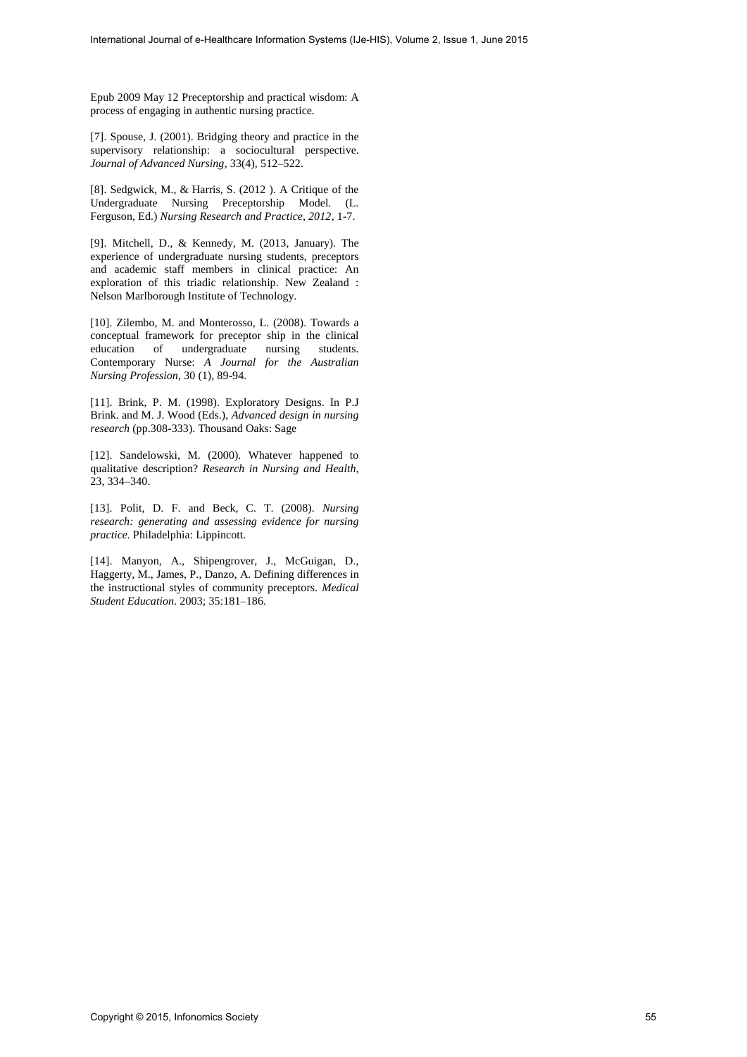Epub 2009 May 12 Preceptorship and practical wisdom: A process of engaging in authentic nursing practice.

[7]. Spouse, J. (2001). Bridging theory and practice in the supervisory relationship: a sociocultural perspective. *Journal of Advanced Nursing*, 33(4), 512–522.

[8]. Sedgwick, M., & Harris, S. (2012 ). A Critique of the Undergraduate Nursing Preceptorship Model. (L. Ferguson, Ed.) *Nursing Research and Practice*, *2012*, 1-7.

[9]. Mitchell, D., & Kennedy, M. (2013, January). The experience of undergraduate nursing students, preceptors and academic staff members in clinical practice: An exploration of this triadic relationship. New Zealand : Nelson Marlborough Institute of Technology.

[10]. Zilembo, M. and Monterosso, L. (2008). Towards a conceptual framework for preceptor ship in the clinical education of undergraduate nursing students. Contemporary Nurse: *A Journal for the Australian Nursing Profession*, 30 (1), 89-94.

[11]. Brink, P. M. (1998). Exploratory Designs. In P.J Brink. and M. J. Wood (Eds.), *Advanced design in nursing research* (pp.308-333). Thousand Oaks: Sage

[12]. Sandelowski, M. (2000). Whatever happened to qualitative description? *Research in Nursing and Health*, 23, 334–340.

[13]. Polit, D. F. and Beck, C. T. (2008). *Nursing research: generating and assessing evidence for nursing practice*. Philadelphia: Lippincott.

[14]. Manyon, A., Shipengrover, J., McGuigan, D., Haggerty, M., James, P., Danzo, A. Defining differences in the instructional styles of community preceptors. *Medical Student Education*. 2003; 35:181–186.